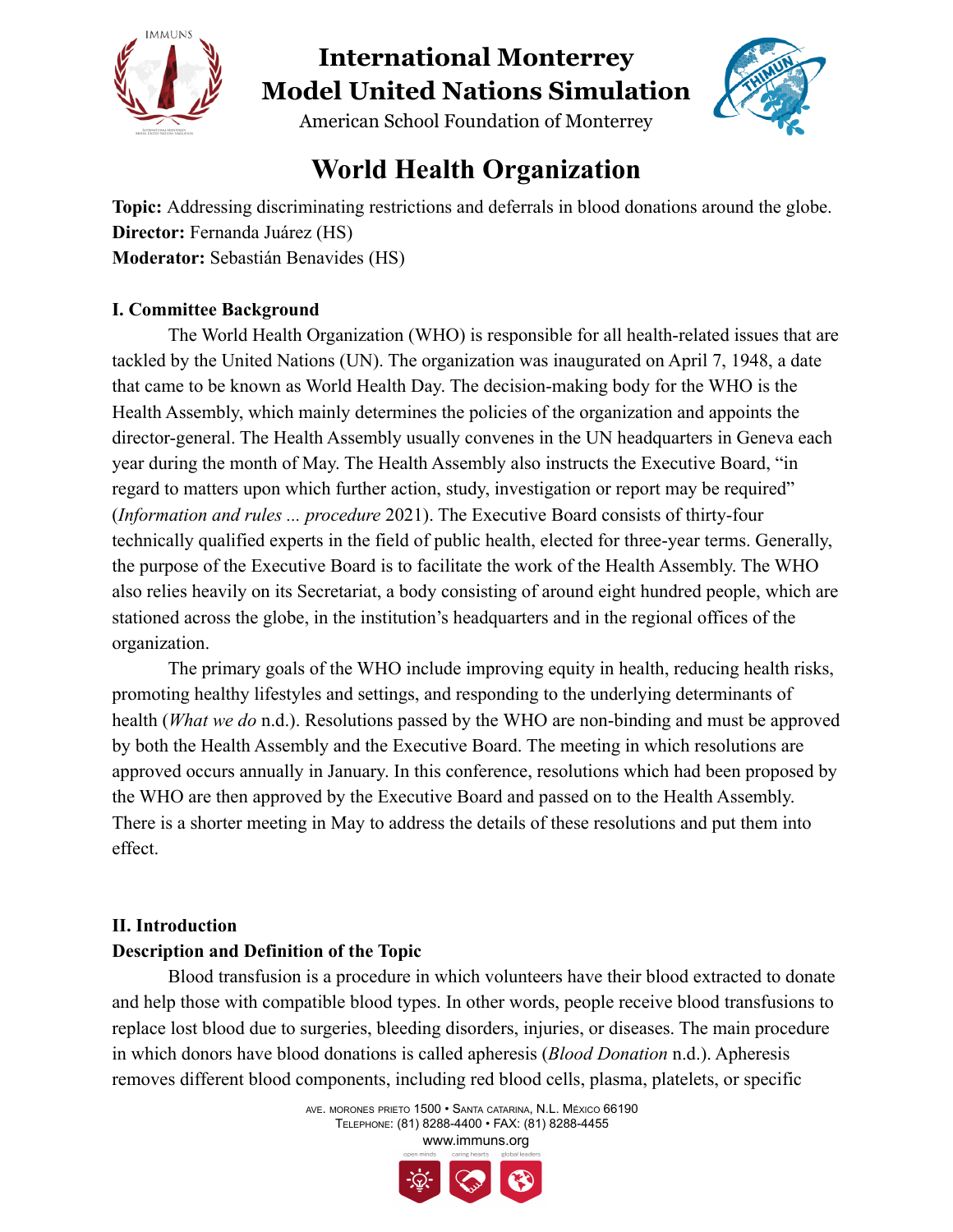# International Monterrey Model United Nations Simulation

American School Foundation of Monterrey

## World Health Organization

**Topic:** Addressing discriminating restrictions and deferrals in blood donations around the globe.
**Director:** Fernanda Juárez (HS)
**Moderator:** Sebastián Benavides (HS)

### I. Committee Background

The World Health Organization (WHO) is responsible for all health-related issues that are tackled by the United Nations (UN). The organization was inaugurated on April 7, 1948, a date that came to be known as World Health Day. The decision-making body for the WHO is the Health Assembly, which mainly determines the policies of the organization and appoints the director-general. The Health Assembly usually convenes in the UN headquarters in Geneva each year during the month of May. The Health Assembly also instructs the Executive Board, "in regard to matters upon which further action, study, investigation or report may be required" (*Information and rules ... procedure* 2021). The Executive Board consists of thirty-four technically qualified experts in the field of public health, elected for three-year terms. Generally, the purpose of the Executive Board is to facilitate the work of the Health Assembly. The WHO also relies heavily on its Secretariat, a body consisting of around eight hundred people, which are stationed across the globe, in the institution's headquarters and in the regional offices of the organization.

The primary goals of the WHO include improving equity in health, reducing health risks, promoting healthy lifestyles and settings, and responding to the underlying determinants of health (*What we do* n.d.). Resolutions passed by the WHO are non-binding and must be approved by both the Health Assembly and the Executive Board. The meeting in which resolutions are approved occurs annually in January. In this conference, resolutions which had been proposed by the WHO are then approved by the Executive Board and passed on to the Health Assembly. There is a shorter meeting in May to address the details of these resolutions and put them into effect.

### II. Introduction

**Description and Definition of the Topic**

Blood transfusion is a procedure in which volunteers have their blood extracted to donate and help those with compatible blood types. In other words, people receive blood transfusions to replace lost blood due to surgeries, bleeding disorders, injuries, or diseases. The main procedure in which donors have blood donations is called apheresis (*Blood Donation* n.d.). Apheresis removes different blood components, including red blood cells, plasma, platelets, or specific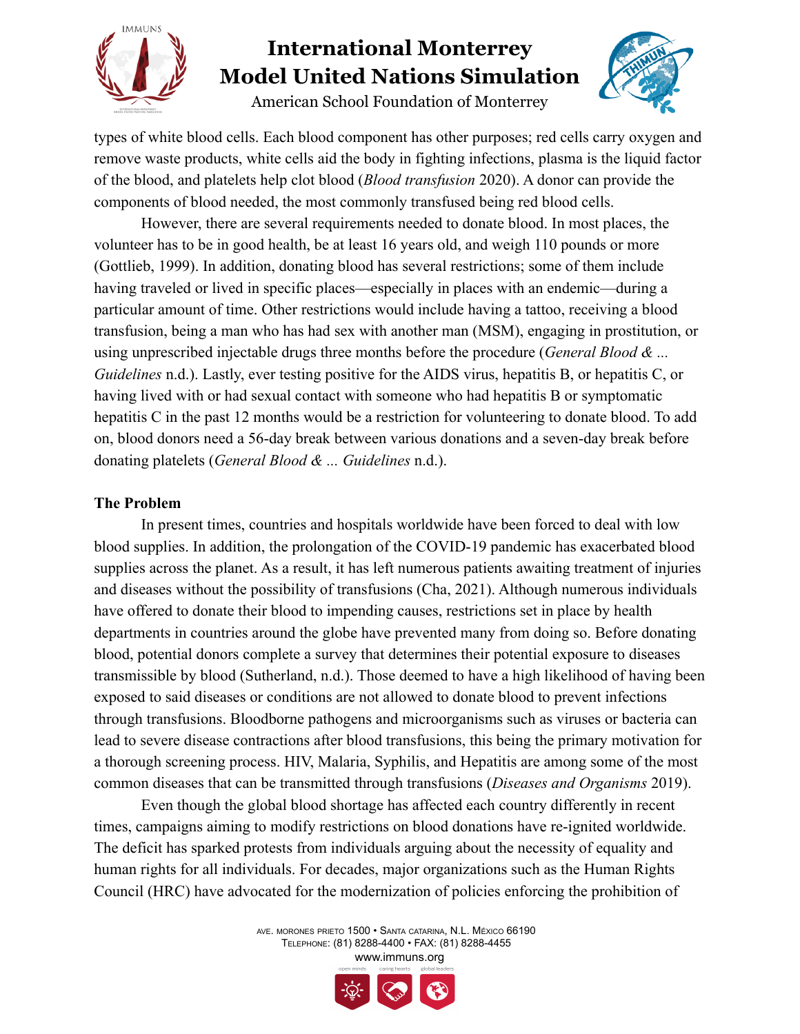types of white blood cells. Each blood component has other purposes; red cells carry oxygen and remove waste products, white cells aid the body in fighting infections, plasma is the liquid factor of the blood, and platelets help clot blood (*Blood transfusion* 2020). A donor can provide the components of blood needed, the most commonly transfused being red blood cells.

However, there are several requirements needed to donate blood. In most places, the volunteer has to be in good health, be at least 16 years old, and weigh 110 pounds or more (Gottlieb, 1999). In addition, donating blood has several restrictions; some of them include having traveled or lived in specific places—especially in places with an endemic—during a particular amount of time. Other restrictions would include having a tattoo, receiving a blood transfusion, being a man who has had sex with another man (MSM), engaging in prostitution, or using unprescribed injectable drugs three months before the procedure (*General Blood & ... Guidelines* n.d.). Lastly, ever testing positive for the AIDS virus, hepatitis B, or hepatitis C, or having lived with or had sexual contact with someone who had hepatitis B or symptomatic hepatitis C in the past 12 months would be a restriction for volunteering to donate blood. To add on, blood donors need a 56-day break between various donations and a seven-day break before donating platelets (*General Blood & ... Guidelines* n.d.).

**The Problem**

In present times, countries and hospitals worldwide have been forced to deal with low blood supplies. In addition, the prolongation of the COVID-19 pandemic has exacerbated blood supplies across the planet. As a result, it has left numerous patients awaiting treatment of injuries and diseases without the possibility of transfusions (Cha, 2021). Although numerous individuals have offered to donate their blood to impending causes, restrictions set in place by health departments in countries around the globe have prevented many from doing so. Before donating blood, potential donors complete a survey that determines their potential exposure to diseases transmissible by blood (Sutherland, n.d.). Those deemed to have a high likelihood of having been exposed to said diseases or conditions are not allowed to donate blood to prevent infections through transfusions. Bloodborne pathogens and microorganisms such as viruses or bacteria can lead to severe disease contractions after blood transfusions, this being the primary motivation for a thorough screening process. HIV, Malaria, Syphilis, and Hepatitis are among some of the most common diseases that can be transmitted through transfusions (*Diseases and Organisms* 2019).

Even though the global blood shortage has affected each country differently in recent times, campaigns aiming to modify restrictions on blood donations have re-ignited worldwide. The deficit has sparked protests from individuals arguing about the necessity of equality and human rights for all individuals. For decades, major organizations such as the Human Rights Council (HRC) have advocated for the modernization of policies enforcing the prohibition of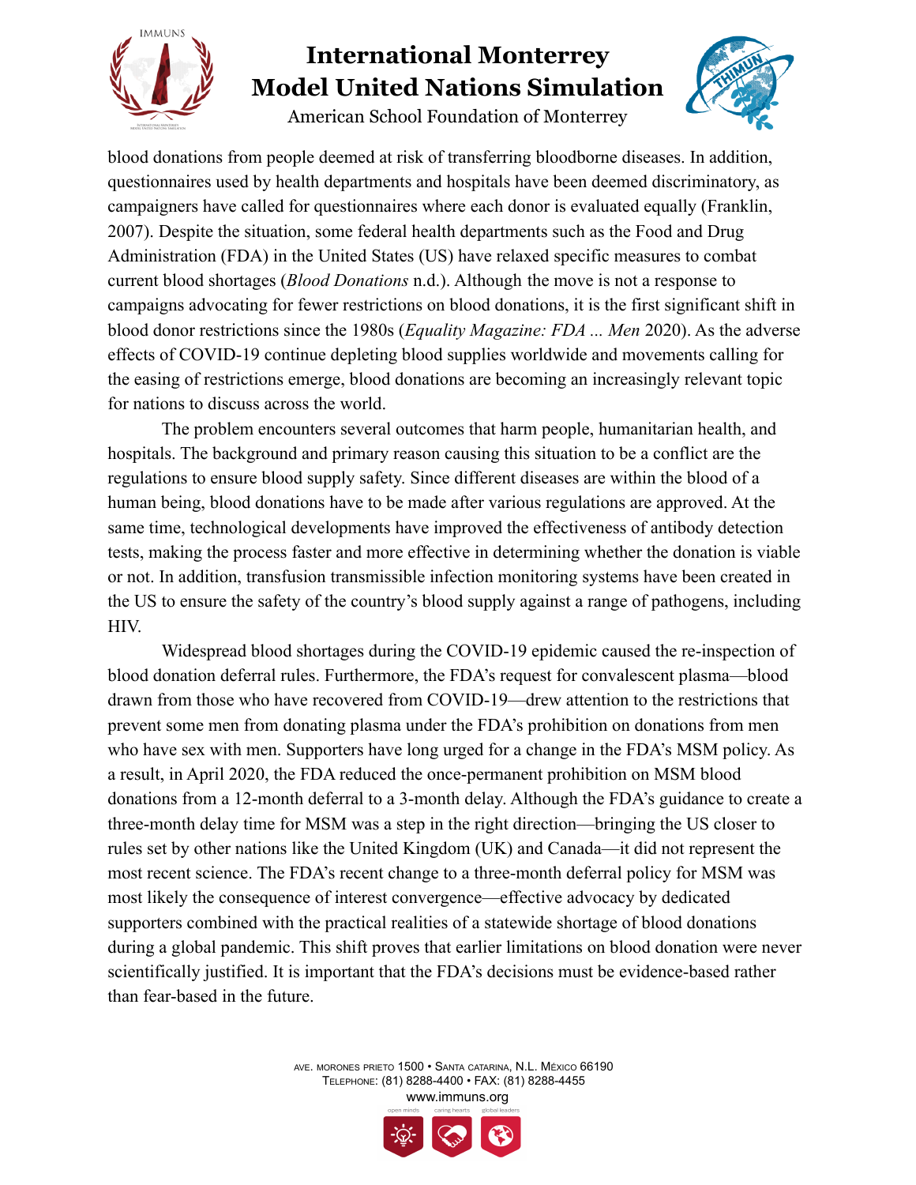blood donations from people deemed at risk of transferring bloodborne diseases. In addition, questionnaires used by health departments and hospitals have been deemed discriminatory, as campaigners have called for questionnaires where each donor is evaluated equally (Franklin, 2007). Despite the situation, some federal health departments such as the Food and Drug Administration (FDA) in the United States (US) have relaxed specific measures to combat current blood shortages (*Blood Donations* n.d.). Although the move is not a response to campaigns advocating for fewer restrictions on blood donations, it is the first significant shift in blood donor restrictions since the 1980s (*Equality Magazine: FDA ... Men* 2020). As the adverse effects of COVID-19 continue depleting blood supplies worldwide and movements calling for the easing of restrictions emerge, blood donations are becoming an increasingly relevant topic for nations to discuss across the world.

The problem encounters several outcomes that harm people, humanitarian health, and hospitals. The background and primary reason causing this situation to be a conflict are the regulations to ensure blood supply safety. Since different diseases are within the blood of a human being, blood donations have to be made after various regulations are approved. At the same time, technological developments have improved the effectiveness of antibody detection tests, making the process faster and more effective in determining whether the donation is viable or not. In addition, transfusion transmissible infection monitoring systems have been created in the US to ensure the safety of the country's blood supply against a range of pathogens, including HIV.

Widespread blood shortages during the COVID-19 epidemic caused the re-inspection of blood donation deferral rules. Furthermore, the FDA's request for convalescent plasma—blood drawn from those who have recovered from COVID-19—drew attention to the restrictions that prevent some men from donating plasma under the FDA's prohibition on donations from men who have sex with men. Supporters have long urged for a change in the FDA's MSM policy. As a result, in April 2020, the FDA reduced the once-permanent prohibition on MSM blood donations from a 12-month deferral to a 3-month delay. Although the FDA's guidance to create a three-month delay time for MSM was a step in the right direction—bringing the US closer to rules set by other nations like the United Kingdom (UK) and Canada—it did not represent the most recent science. The FDA's recent change to a three-month deferral policy for MSM was most likely the consequence of interest convergence—effective advocacy by dedicated supporters combined with the practical realities of a statewide shortage of blood donations during a global pandemic. This shift proves that earlier limitations on blood donation were never scientifically justified. It is important that the FDA's decisions must be evidence-based rather than fear-based in the future.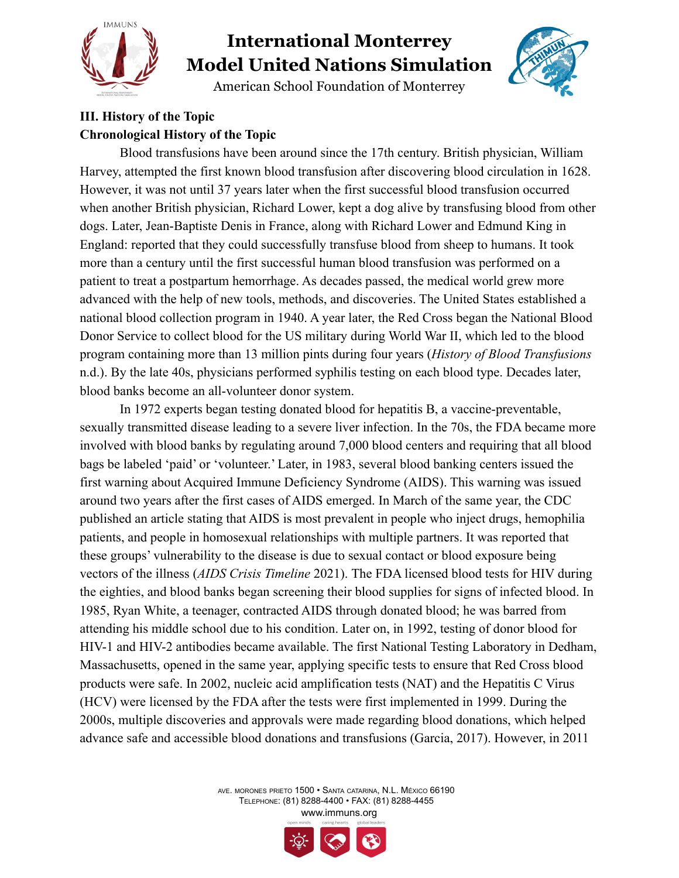## III. History of the Topic

### Chronological History of the Topic

Blood transfusions have been around since the 17th century. British physician, William Harvey, attempted the first known blood transfusion after discovering blood circulation in 1628. However, it was not until 37 years later when the first successful blood transfusion occurred when another British physician, Richard Lower, kept a dog alive by transfusing blood from other dogs. Later, Jean-Baptiste Denis in France, along with Richard Lower and Edmund King in England: reported that they could successfully transfuse blood from sheep to humans. It took more than a century until the first successful human blood transfusion was performed on a patient to treat a postpartum hemorrhage. As decades passed, the medical world grew more advanced with the help of new tools, methods, and discoveries. The United States established a national blood collection program in 1940. A year later, the Red Cross began the National Blood Donor Service to collect blood for the US military during World War II, which led to the blood program containing more than 13 million pints during four years (*History of Blood Transfusions* n.d.). By the late 40s, physicians performed syphilis testing on each blood type. Decades later, blood banks become an all-volunteer donor system.

In 1972 experts began testing donated blood for hepatitis B, a vaccine-preventable, sexually transmitted disease leading to a severe liver infection. In the 70s, the FDA became more involved with blood banks by regulating around 7,000 blood centers and requiring that all blood bags be labeled 'paid' or 'volunteer.' Later, in 1983, several blood banking centers issued the first warning about Acquired Immune Deficiency Syndrome (AIDS). This warning was issued around two years after the first cases of AIDS emerged. In March of the same year, the CDC published an article stating that AIDS is most prevalent in people who inject drugs, hemophilia patients, and people in homosexual relationships with multiple partners. It was reported that these groups' vulnerability to the disease is due to sexual contact or blood exposure being vectors of the illness (*AIDS Crisis Timeline* 2021). The FDA licensed blood tests for HIV during the eighties, and blood banks began screening their blood supplies for signs of infected blood. In 1985, Ryan White, a teenager, contracted AIDS through donated blood; he was barred from attending his middle school due to his condition. Later on, in 1992, testing of donor blood for HIV-1 and HIV-2 antibodies became available. The first National Testing Laboratory in Dedham, Massachusetts, opened in the same year, applying specific tests to ensure that Red Cross blood products were safe. In 2002, nucleic acid amplification tests (NAT) and the Hepatitis C Virus (HCV) were licensed by the FDA after the tests were first implemented in 1999. During the 2000s, multiple discoveries and approvals were made regarding blood donations, which helped advance safe and accessible blood donations and transfusions (Garcia, 2017). However, in 2011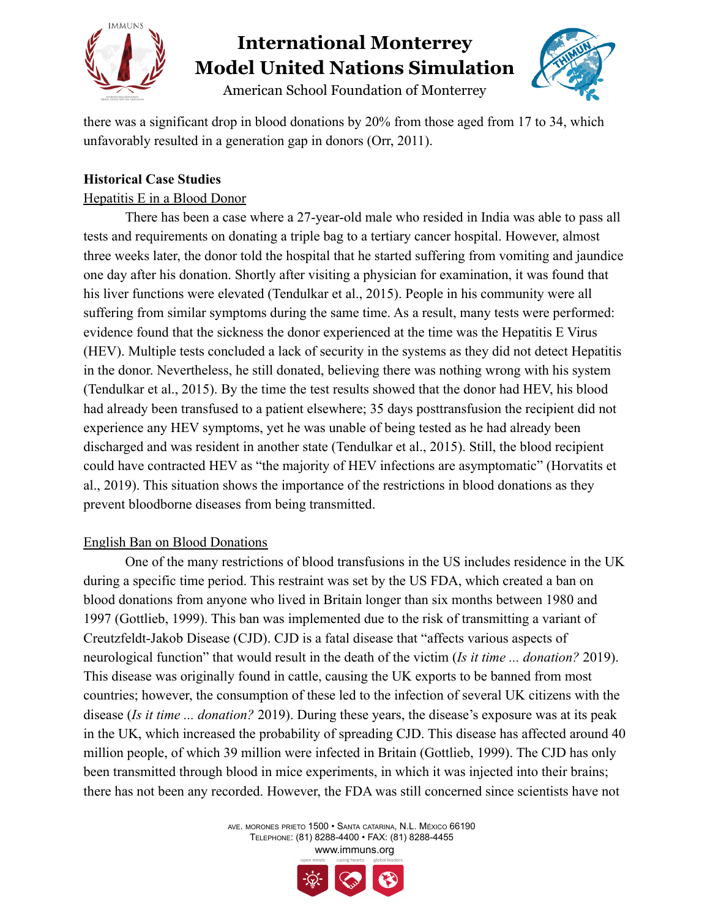there was a significant drop in blood donations by 20% from those aged from 17 to 34, which unfavorably resulted in a generation gap in donors (Orr, 2011).

**Historical Case Studies**

Hepatitis E in a Blood Donor

There has been a case where a 27-year-old male who resided in India was able to pass all tests and requirements on donating a triple bag to a tertiary cancer hospital. However, almost three weeks later, the donor told the hospital that he started suffering from vomiting and jaundice one day after his donation. Shortly after visiting a physician for examination, it was found that his liver functions were elevated (Tendulkar et al., 2015). People in his community were all suffering from similar symptoms during the same time. As a result, many tests were performed: evidence found that the sickness the donor experienced at the time was the Hepatitis E Virus (HEV). Multiple tests concluded a lack of security in the systems as they did not detect Hepatitis in the donor. Nevertheless, he still donated, believing there was nothing wrong with his system (Tendulkar et al., 2015). By the time the test results showed that the donor had HEV, his blood had already been transfused to a patient elsewhere; 35 days posttransfusion the recipient did not experience any HEV symptoms, yet he was unable of being tested as he had already been discharged and was resident in another state (Tendulkar et al., 2015). Still, the blood recipient could have contracted HEV as "the majority of HEV infections are asymptomatic" (Horvatits et al., 2019). This situation shows the importance of the restrictions in blood donations as they prevent bloodborne diseases from being transmitted.

English Ban on Blood Donations

One of the many restrictions of blood transfusions in the US includes residence in the UK during a specific time period. This restraint was set by the US FDA, which created a ban on blood donations from anyone who lived in Britain longer than six months between 1980 and 1997 (Gottlieb, 1999). This ban was implemented due to the risk of transmitting a variant of Creutzfeldt-Jakob Disease (CJD). CJD is a fatal disease that "affects various aspects of neurological function" that would result in the death of the victim (*Is it time ... donation?* 2019). This disease was originally found in cattle, causing the UK exports to be banned from most countries; however, the consumption of these led to the infection of several UK citizens with the disease (*Is it time ... donation?* 2019). During these years, the disease's exposure was at its peak in the UK, which increased the probability of spreading CJD. This disease has affected around 40 million people, of which 39 million were infected in Britain (Gottlieb, 1999). The CJD has only been transmitted through blood in mice experiments, in which it was injected into their brains; there has not been any recorded. However, the FDA was still concerned since scientists have not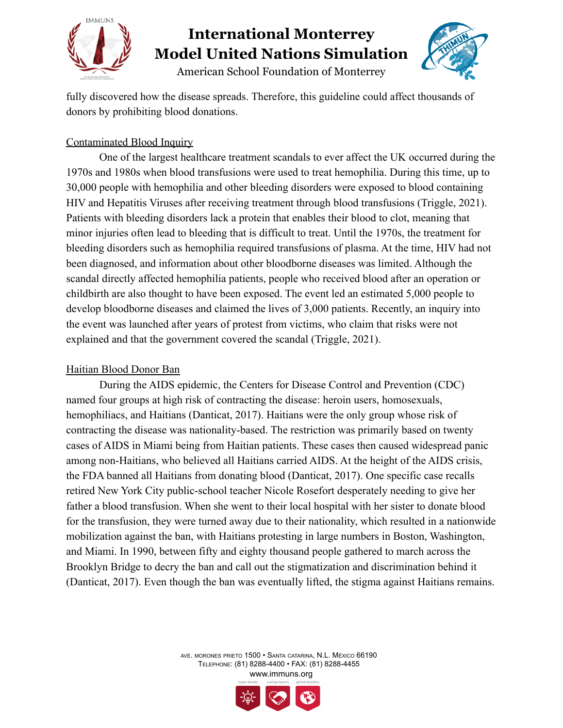fully discovered how the disease spreads. Therefore, this guideline could affect thousands of donors by prohibiting blood donations.

### Contaminated Blood Inquiry

One of the largest healthcare treatment scandals to ever affect the UK occurred during the 1970s and 1980s when blood transfusions were used to treat hemophilia. During this time, up to 30,000 people with hemophilia and other bleeding disorders were exposed to blood containing HIV and Hepatitis Viruses after receiving treatment through blood transfusions (Triggle, 2021). Patients with bleeding disorders lack a protein that enables their blood to clot, meaning that minor injuries often lead to bleeding that is difficult to treat. Until the 1970s, the treatment for bleeding disorders such as hemophilia required transfusions of plasma. At the time, HIV had not been diagnosed, and information about other bloodborne diseases was limited. Although the scandal directly affected hemophilia patients, people who received blood after an operation or childbirth are also thought to have been exposed. The event led an estimated 5,000 people to develop bloodborne diseases and claimed the lives of 3,000 patients. Recently, an inquiry into the event was launched after years of protest from victims, who claim that risks were not explained and that the government covered the scandal (Triggle, 2021).

### Haitian Blood Donor Ban

During the AIDS epidemic, the Centers for Disease Control and Prevention (CDC) named four groups at high risk of contracting the disease: heroin users, homosexuals, hemophiliacs, and Haitians (Danticat, 2017). Haitians were the only group whose risk of contracting the disease was nationality-based. The restriction was primarily based on twenty cases of AIDS in Miami being from Haitian patients. These cases then caused widespread panic among non-Haitians, who believed all Haitians carried AIDS. At the height of the AIDS crisis, the FDA banned all Haitians from donating blood (Danticat, 2017). One specific case recalls retired New York City public-school teacher Nicole Rosefort desperately needing to give her father a blood transfusion. When she went to their local hospital with her sister to donate blood for the transfusion, they were turned away due to their nationality, which resulted in a nationwide mobilization against the ban, with Haitians protesting in large numbers in Boston, Washington, and Miami. In 1990, between fifty and eighty thousand people gathered to march across the Brooklyn Bridge to decry the ban and call out the stigmatization and discrimination behind it (Danticat, 2017). Even though the ban was eventually lifted, the stigma against Haitians remains.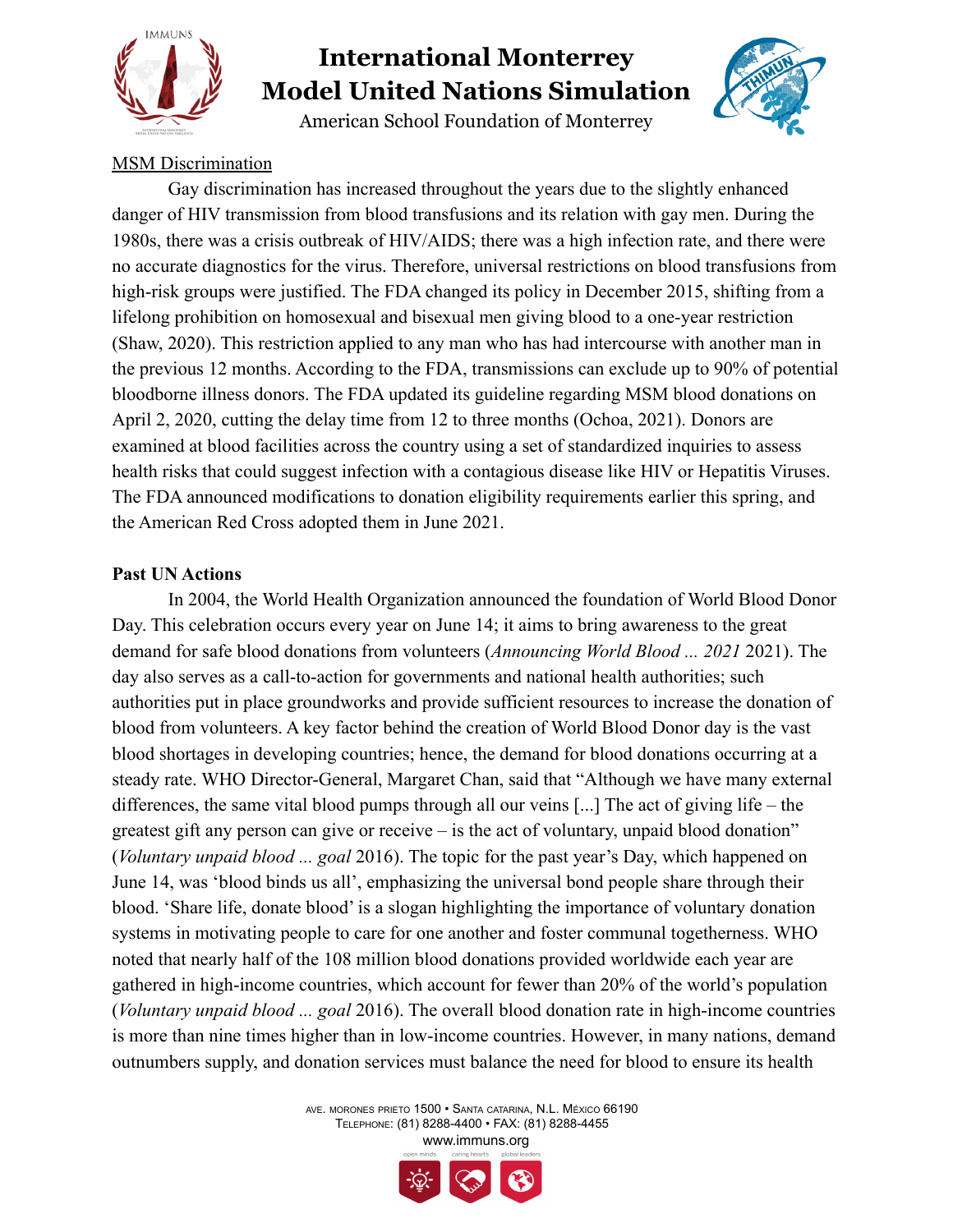<u>MSM Discrimination</u>

Gay discrimination has increased throughout the years due to the slightly enhanced danger of HIV transmission from blood transfusions and its relation with gay men. During the 1980s, there was a crisis outbreak of HIV/AIDS; there was a high infection rate, and there were no accurate diagnostics for the virus. Therefore, universal restrictions on blood transfusions from high-risk groups were justified. The FDA changed its policy in December 2015, shifting from a lifelong prohibition on homosexual and bisexual men giving blood to a one-year restriction (Shaw, 2020). This restriction applied to any man who has had intercourse with another man in the previous 12 months. According to the FDA, transmissions can exclude up to 90% of potential bloodborne illness donors. The FDA updated its guideline regarding MSM blood donations on April 2, 2020, cutting the delay time from 12 to three months (Ochoa, 2021). Donors are examined at blood facilities across the country using a set of standardized inquiries to assess health risks that could suggest infection with a contagious disease like HIV or Hepatitis Viruses. The FDA announced modifications to donation eligibility requirements earlier this spring, and the American Red Cross adopted them in June 2021.

**Past UN Actions**

In 2004, the World Health Organization announced the foundation of World Blood Donor Day. This celebration occurs every year on June 14; it aims to bring awareness to the great demand for safe blood donations from volunteers (*Announcing World Blood ... 2021* 2021). The day also serves as a call-to-action for governments and national health authorities; such authorities put in place groundworks and provide sufficient resources to increase the donation of blood from volunteers. A key factor behind the creation of World Blood Donor day is the vast blood shortages in developing countries; hence, the demand for blood donations occurring at a steady rate. WHO Director-General, Margaret Chan, said that "Although we have many external differences, the same vital blood pumps through all our veins [...] The act of giving life – the greatest gift any person can give or receive – is the act of voluntary, unpaid blood donation" (*Voluntary unpaid blood ... goal* 2016). The topic for the past year's Day, which happened on June 14, was 'blood binds us all', emphasizing the universal bond people share through their blood. 'Share life, donate blood' is a slogan highlighting the importance of voluntary donation systems in motivating people to care for one another and foster communal togetherness. WHO noted that nearly half of the 108 million blood donations provided worldwide each year are gathered in high-income countries, which account for fewer than 20% of the world's population (*Voluntary unpaid blood ... goal* 2016). The overall blood donation rate in high-income countries is more than nine times higher than in low-income countries. However, in many nations, demand outnumbers supply, and donation services must balance the need for blood to ensure its health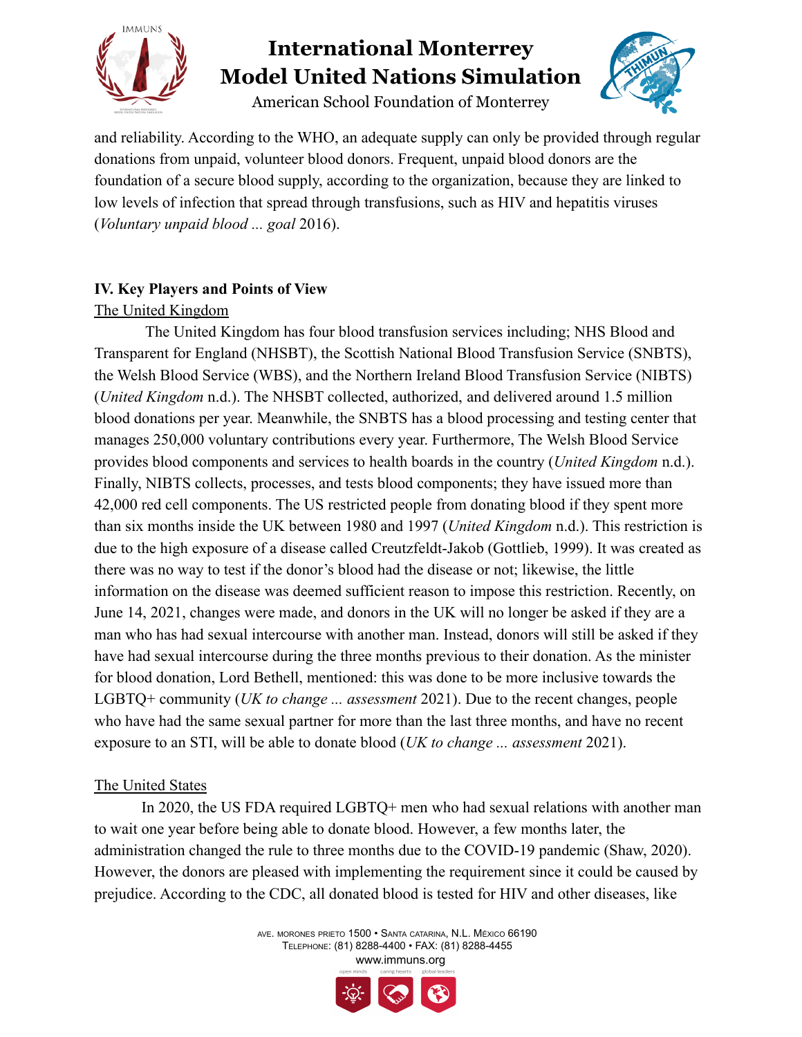and reliability. According to the WHO, an adequate supply can only be provided through regular donations from unpaid, volunteer blood donors. Frequent, unpaid blood donors are the foundation of a secure blood supply, according to the organization, because they are linked to low levels of infection that spread through transfusions, such as HIV and hepatitis viruses (*Voluntary unpaid blood ... goal* 2016).

## IV. Key Players and Points of View

### The United Kingdom

The United Kingdom has four blood transfusion services including; NHS Blood and Transparent for England (NHSBT), the Scottish National Blood Transfusion Service (SNBTS), the Welsh Blood Service (WBS), and the Northern Ireland Blood Transfusion Service (NIBTS) (*United Kingdom* n.d.). The NHSBT collected, authorized, and delivered around 1.5 million blood donations per year. Meanwhile, the SNBTS has a blood processing and testing center that manages 250,000 voluntary contributions every year. Furthermore, The Welsh Blood Service provides blood components and services to health boards in the country (*United Kingdom* n.d.). Finally, NIBTS collects, processes, and tests blood components; they have issued more than 42,000 red cell components. The US restricted people from donating blood if they spent more than six months inside the UK between 1980 and 1997 (*United Kingdom* n.d.). This restriction is due to the high exposure of a disease called Creutzfeldt-Jakob (Gottlieb, 1999). It was created as there was no way to test if the donor's blood had the disease or not; likewise, the little information on the disease was deemed sufficient reason to impose this restriction. Recently, on June 14, 2021, changes were made, and donors in the UK will no longer be asked if they are a man who has had sexual intercourse with another man. Instead, donors will still be asked if they have had sexual intercourse during the three months previous to their donation. As the minister for blood donation, Lord Bethell, mentioned: this was done to be more inclusive towards the LGBTQ+ community (*UK to change ... assessment* 2021). Due to the recent changes, people who have had the same sexual partner for more than the last three months, and have no recent exposure to an STI, will be able to donate blood (*UK to change ... assessment* 2021).

### The United States

In 2020, the US FDA required LGBTQ+ men who had sexual relations with another man to wait one year before being able to donate blood. However, a few months later, the administration changed the rule to three months due to the COVID-19 pandemic (Shaw, 2020). However, the donors are pleased with implementing the requirement since it could be caused by prejudice. According to the CDC, all donated blood is tested for HIV and other diseases, like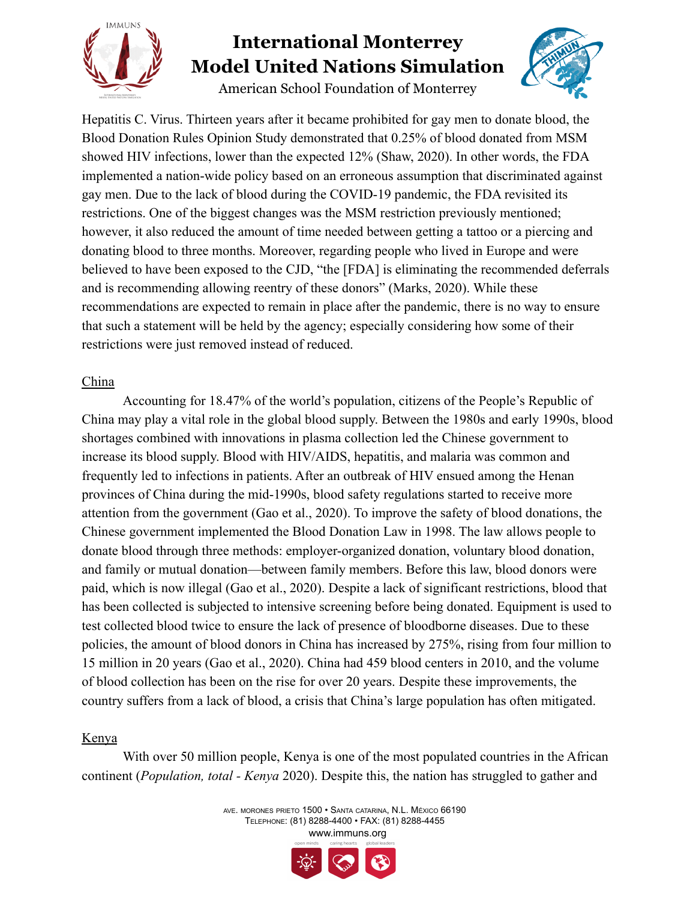Hepatitis C. Virus. Thirteen years after it became prohibited for gay men to donate blood, the Blood Donation Rules Opinion Study demonstrated that 0.25% of blood donated from MSM showed HIV infections, lower than the expected 12% (Shaw, 2020). In other words, the FDA implemented a nation-wide policy based on an erroneous assumption that discriminated against gay men. Due to the lack of blood during the COVID-19 pandemic, the FDA revisited its restrictions. One of the biggest changes was the MSM restriction previously mentioned; however, it also reduced the amount of time needed between getting a tattoo or a piercing and donating blood to three months. Moreover, regarding people who lived in Europe and were believed to have been exposed to the CJD, "the [FDA] is eliminating the recommended deferrals and is recommending allowing reentry of these donors" (Marks, 2020). While these recommendations are expected to remain in place after the pandemic, there is no way to ensure that such a statement will be held by the agency; especially considering how some of their restrictions were just removed instead of reduced.

<u>China</u>

Accounting for 18.47% of the world's population, citizens of the People's Republic of China may play a vital role in the global blood supply. Between the 1980s and early 1990s, blood shortages combined with innovations in plasma collection led the Chinese government to increase its blood supply. Blood with HIV/AIDS, hepatitis, and malaria was common and frequently led to infections in patients. After an outbreak of HIV ensued among the Henan provinces of China during the mid-1990s, blood safety regulations started to receive more attention from the government (Gao et al., 2020). To improve the safety of blood donations, the Chinese government implemented the Blood Donation Law in 1998. The law allows people to donate blood through three methods: employer-organized donation, voluntary blood donation, and family or mutual donation—between family members. Before this law, blood donors were paid, which is now illegal (Gao et al., 2020). Despite a lack of significant restrictions, blood that has been collected is subjected to intensive screening before being donated. Equipment is used to test collected blood twice to ensure the lack of presence of bloodborne diseases. Due to these policies, the amount of blood donors in China has increased by 275%, rising from four million to 15 million in 20 years (Gao et al., 2020). China had 459 blood centers in 2010, and the volume of blood collection has been on the rise for over 20 years. Despite these improvements, the country suffers from a lack of blood, a crisis that China's large population has often mitigated.

<u>Kenya</u>

With over 50 million people, Kenya is one of the most populated countries in the African continent (*Population, total - Kenya* 2020). Despite this, the nation has struggled to gather and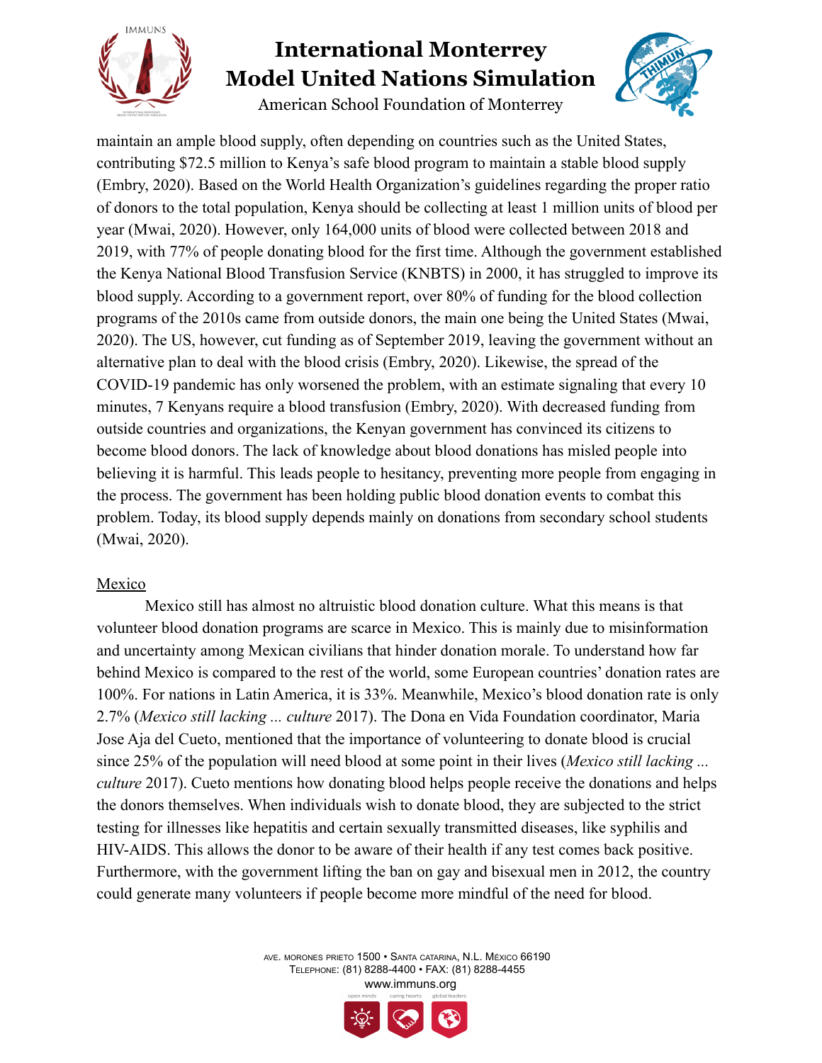maintain an ample blood supply, often depending on countries such as the United States, contributing $72.5 million to Kenya's safe blood program to maintain a stable blood supply (Embry, 2020). Based on the World Health Organization's guidelines regarding the proper ratio of donors to the total population, Kenya should be collecting at least 1 million units of blood per year (Mwai, 2020). However, only 164,000 units of blood were collected between 2018 and 2019, with 77% of people donating blood for the first time. Although the government established the Kenya National Blood Transfusion Service (KNBTS) in 2000, it has struggled to improve its blood supply. According to a government report, over 80% of funding for the blood collection programs of the 2010s came from outside donors, the main one being the United States (Mwai, 2020). The US, however, cut funding as of September 2019, leaving the government without an alternative plan to deal with the blood crisis (Embry, 2020). Likewise, the spread of the COVID-19 pandemic has only worsened the problem, with an estimate signaling that every 10 minutes, 7 Kenyans require a blood transfusion (Embry, 2020). With decreased funding from outside countries and organizations, the Kenyan government has convinced its citizens to become blood donors. The lack of knowledge about blood donations has misled people into believing it is harmful. This leads people to hesitancy, preventing more people from engaging in the process. The government has been holding public blood donation events to combat this problem. Today, its blood supply depends mainly on donations from secondary school students (Mwai, 2020).

Mexico

Mexico still has almost no altruistic blood donation culture. What this means is that volunteer blood donation programs are scarce in Mexico. This is mainly due to misinformation and uncertainty among Mexican civilians that hinder donation morale. To understand how far behind Mexico is compared to the rest of the world, some European countries' donation rates are 100%. For nations in Latin America, it is 33%. Meanwhile, Mexico's blood donation rate is only 2.7% (*Mexico still lacking ... culture* 2017). The Dona en Vida Foundation coordinator, Maria Jose Aja del Cueto, mentioned that the importance of volunteering to donate blood is crucial since 25% of the population will need blood at some point in their lives (*Mexico still lacking ... culture* 2017). Cueto mentions how donating blood helps people receive the donations and helps the donors themselves. When individuals wish to donate blood, they are subjected to the strict testing for illnesses like hepatitis and certain sexually transmitted diseases, like syphilis and HIV-AIDS. This allows the donor to be aware of their health if any test comes back positive. Furthermore, with the government lifting the ban on gay and bisexual men in 2012, the country could generate many volunteers if people become more mindful of the need for blood.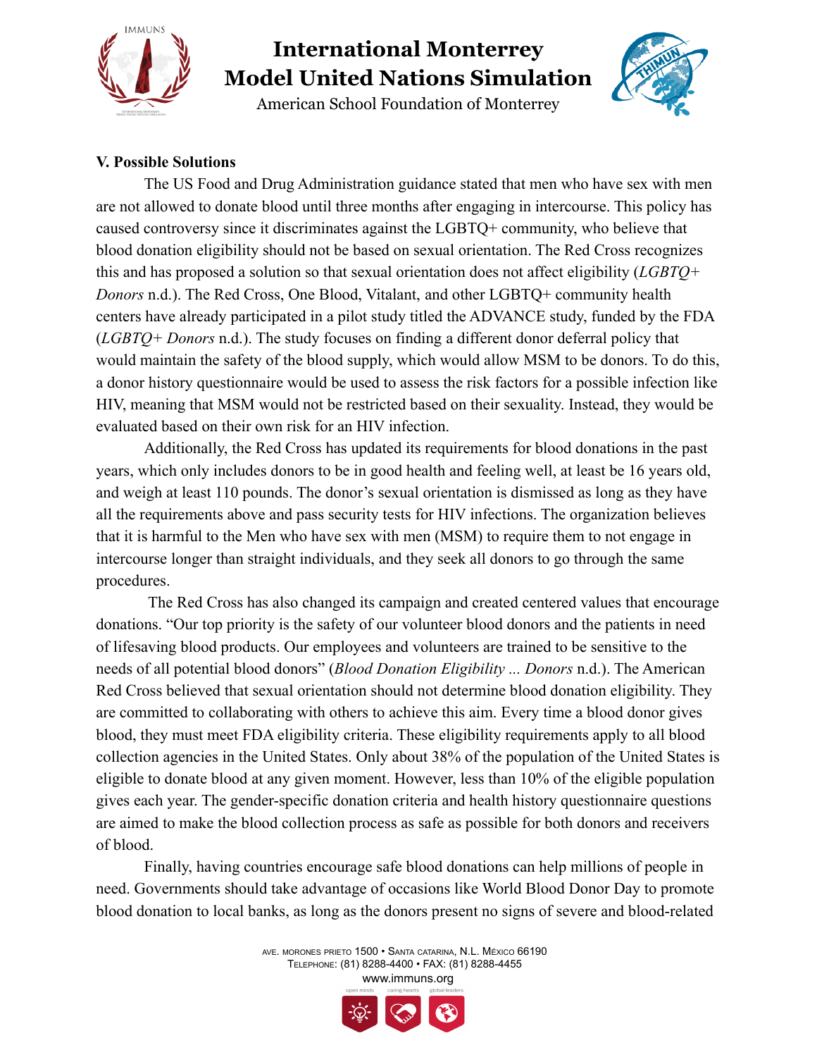### V. Possible Solutions

The US Food and Drug Administration guidance stated that men who have sex with men are not allowed to donate blood until three months after engaging in intercourse. This policy has caused controversy since it discriminates against the LGBTQ+ community, who believe that blood donation eligibility should not be based on sexual orientation. The Red Cross recognizes this and has proposed a solution so that sexual orientation does not affect eligibility (*LGBTQ+ Donors* n.d.). The Red Cross, One Blood, Vitalant, and other LGBTQ+ community health centers have already participated in a pilot study titled the ADVANCE study, funded by the FDA (*LGBTQ+ Donors* n.d.). The study focuses on finding a different donor deferral policy that would maintain the safety of the blood supply, which would allow MSM to be donors. To do this, a donor history questionnaire would be used to assess the risk factors for a possible infection like HIV, meaning that MSM would not be restricted based on their sexuality. Instead, they would be evaluated based on their own risk for an HIV infection.

Additionally, the Red Cross has updated its requirements for blood donations in the past years, which only includes donors to be in good health and feeling well, at least be 16 years old, and weigh at least 110 pounds. The donor's sexual orientation is dismissed as long as they have all the requirements above and pass security tests for HIV infections. The organization believes that it is harmful to the Men who have sex with men (MSM) to require them to not engage in intercourse longer than straight individuals, and they seek all donors to go through the same procedures.

The Red Cross has also changed its campaign and created centered values that encourage donations. "Our top priority is the safety of our volunteer blood donors and the patients in need of lifesaving blood products. Our employees and volunteers are trained to be sensitive to the needs of all potential blood donors" (*Blood Donation Eligibility ... Donors* n.d.). The American Red Cross believed that sexual orientation should not determine blood donation eligibility. They are committed to collaborating with others to achieve this aim. Every time a blood donor gives blood, they must meet FDA eligibility criteria. These eligibility requirements apply to all blood collection agencies in the United States. Only about 38% of the population of the United States is eligible to donate blood at any given moment. However, less than 10% of the eligible population gives each year. The gender-specific donation criteria and health history questionnaire questions are aimed to make the blood collection process as safe as possible for both donors and receivers of blood.

Finally, having countries encourage safe blood donations can help millions of people in need. Governments should take advantage of occasions like World Blood Donor Day to promote blood donation to local banks, as long as the donors present no signs of severe and blood-related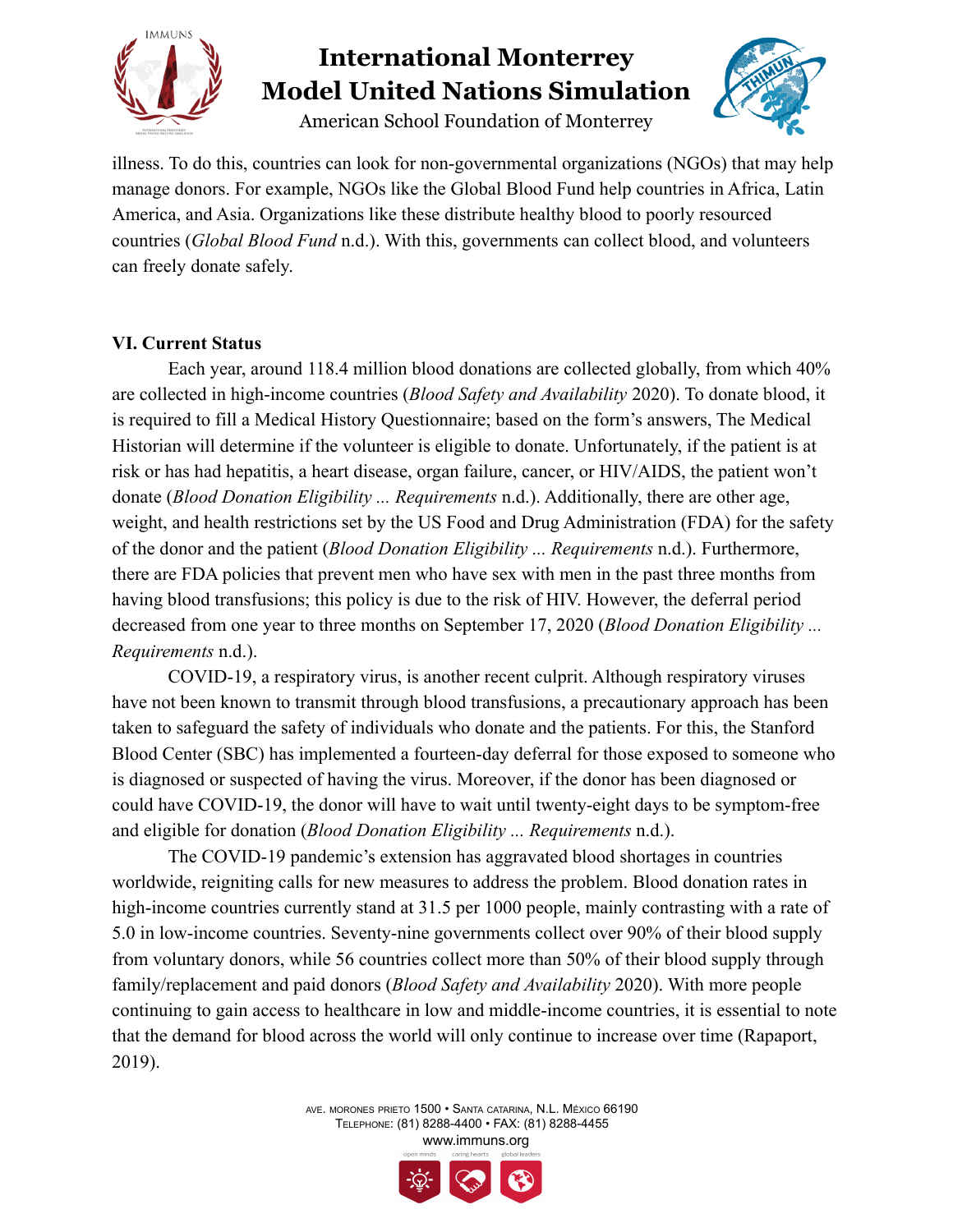illness. To do this, countries can look for non-governmental organizations (NGOs) that may help manage donors. For example, NGOs like the Global Blood Fund help countries in Africa, Latin America, and Asia. Organizations like these distribute healthy blood to poorly resourced countries (*Global Blood Fund* n.d.). With this, governments can collect blood, and volunteers can freely donate safely.

**VI. Current Status**

Each year, around 118.4 million blood donations are collected globally, from which 40% are collected in high-income countries (*Blood Safety and Availability* 2020). To donate blood, it is required to fill a Medical History Questionnaire; based on the form's answers, The Medical Historian will determine if the volunteer is eligible to donate. Unfortunately, if the patient is at risk or has had hepatitis, a heart disease, organ failure, cancer, or HIV/AIDS, the patient won't donate (*Blood Donation Eligibility ... Requirements* n.d.). Additionally, there are other age, weight, and health restrictions set by the US Food and Drug Administration (FDA) for the safety of the donor and the patient (*Blood Donation Eligibility ... Requirements* n.d.). Furthermore, there are FDA policies that prevent men who have sex with men in the past three months from having blood transfusions; this policy is due to the risk of HIV. However, the deferral period decreased from one year to three months on September 17, 2020 (*Blood Donation Eligibility ... Requirements* n.d.).

COVID-19, a respiratory virus, is another recent culprit. Although respiratory viruses have not been known to transmit through blood transfusions, a precautionary approach has been taken to safeguard the safety of individuals who donate and the patients. For this, the Stanford Blood Center (SBC) has implemented a fourteen-day deferral for those exposed to someone who is diagnosed or suspected of having the virus. Moreover, if the donor has been diagnosed or could have COVID-19, the donor will have to wait until twenty-eight days to be symptom-free and eligible for donation (*Blood Donation Eligibility ... Requirements* n.d.).

The COVID-19 pandemic's extension has aggravated blood shortages in countries worldwide, reigniting calls for new measures to address the problem. Blood donation rates in high-income countries currently stand at 31.5 per 1000 people, mainly contrasting with a rate of 5.0 in low-income countries. Seventy-nine governments collect over 90% of their blood supply from voluntary donors, while 56 countries collect more than 50% of their blood supply through family/replacement and paid donors (*Blood Safety and Availability* 2020). With more people continuing to gain access to healthcare in low and middle-income countries, it is essential to note that the demand for blood across the world will only continue to increase over time (Rapaport, 2019).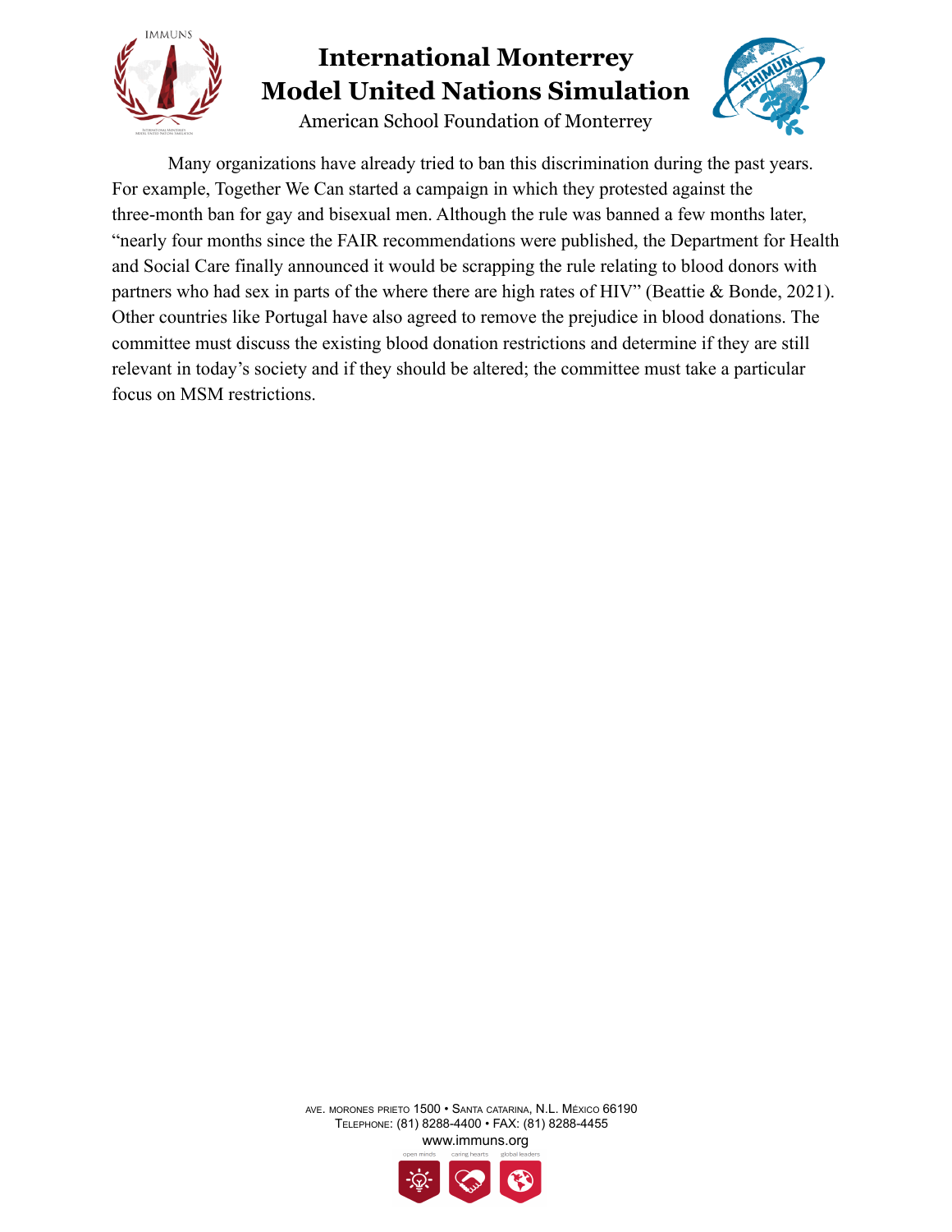Many organizations have already tried to ban this discrimination during the past years. For example, Together We Can started a campaign in which they protested against the three-month ban for gay and bisexual men. Although the rule was banned a few months later, "nearly four months since the FAIR recommendations were published, the Department for Health and Social Care finally announced it would be scrapping the rule relating to blood donors with partners who had sex in parts of the where there are high rates of HIV" (Beattie & Bonde, 2021). Other countries like Portugal have also agreed to remove the prejudice in blood donations. The committee must discuss the existing blood donation restrictions and determine if they are still relevant in today's society and if they should be altered; the committee must take a particular focus on MSM restrictions.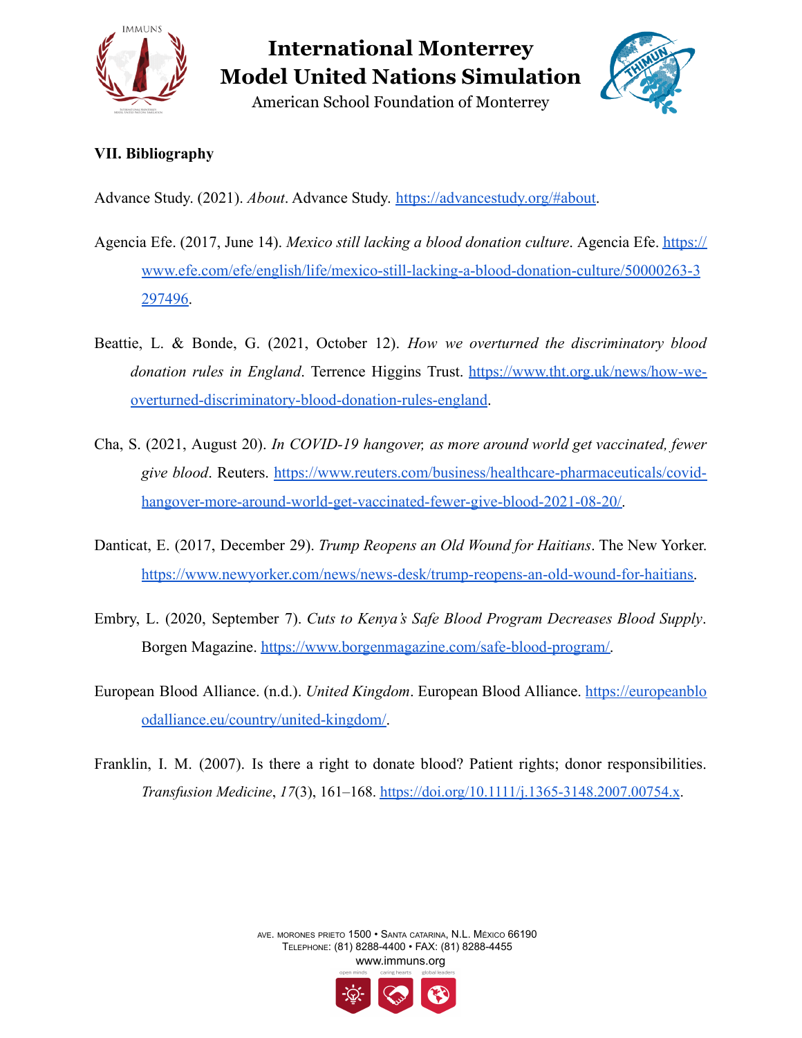### VII. Bibliography

Advance Study. (2021). *About*. Advance Study. https://advancestudy.org/#about.

Agencia Efe. (2017, June 14). *Mexico still lacking a blood donation culture*. Agencia Efe. https://www.efe.com/efe/english/life/mexico-still-lacking-a-blood-donation-culture/50000263-3297496.

Beattie, L. & Bonde, G. (2021, October 12). *How we overturned the discriminatory blood donation rules in England*. Terrence Higgins Trust. https://www.tht.org.uk/news/how-we-overturned-discriminatory-blood-donation-rules-england.

Cha, S. (2021, August 20). *In COVID-19 hangover, as more around world get vaccinated, fewer give blood*. Reuters. https://www.reuters.com/business/healthcare-pharmaceuticals/covid-hangover-more-around-world-get-vaccinated-fewer-give-blood-2021-08-20/.

Danticat, E. (2017, December 29). *Trump Reopens an Old Wound for Haitians*. The New Yorker. https://www.newyorker.com/news/news-desk/trump-reopens-an-old-wound-for-haitians.

Embry, L. (2020, September 7). *Cuts to Kenya's Safe Blood Program Decreases Blood Supply*. Borgen Magazine. https://www.borgenmagazine.com/safe-blood-program/.

European Blood Alliance. (n.d.). *United Kingdom*. European Blood Alliance. https://europeanbloodalliance.eu/country/united-kingdom/.

Franklin, I. M. (2007). Is there a right to donate blood? Patient rights; donor responsibilities. *Transfusion Medicine*, *17*(3), 161–168. https://doi.org/10.1111/j.1365-3148.2007.00754.x.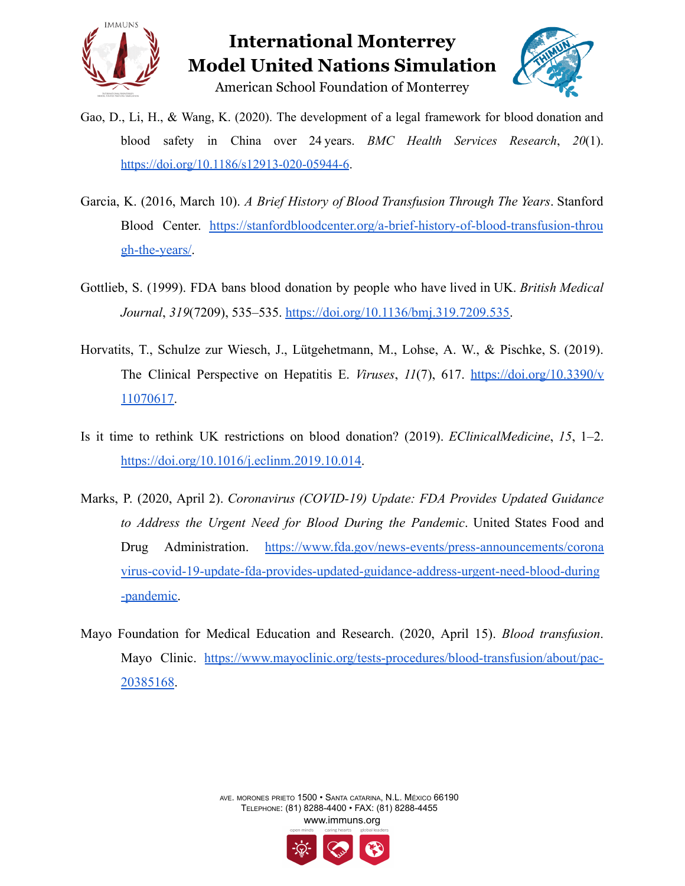Gao, D., Li, H., & Wang, K. (2020). The development of a legal framework for blood donation and blood safety in China over 24 years. *BMC Health Services Research*, *20*(1). https://doi.org/10.1186/s12913-020-05944-6.

Garcia, K. (2016, March 10). *A Brief History of Blood Transfusion Through The Years*. Stanford Blood Center. https://stanfordbloodcenter.org/a-brief-history-of-blood-transfusion-through-the-years/.

Gottlieb, S. (1999). FDA bans blood donation by people who have lived in UK. *British Medical Journal*, *319*(7209), 535–535. https://doi.org/10.1136/bmj.319.7209.535.

Horvatits, T., Schulze zur Wiesch, J., Lütgehetmann, M., Lohse, A. W., & Pischke, S. (2019). The Clinical Perspective on Hepatitis E. *Viruses*, *11*(7), 617. https://doi.org/10.3390/v11070617.

Is it time to rethink UK restrictions on blood donation? (2019). *EClinicalMedicine*, *15*, 1–2. https://doi.org/10.1016/j.eclinm.2019.10.014.

Marks, P. (2020, April 2). *Coronavirus (COVID-19) Update: FDA Provides Updated Guidance to Address the Urgent Need for Blood During the Pandemic*. United States Food and Drug Administration. https://www.fda.gov/news-events/press-announcements/coronavirus-covid-19-update-fda-provides-updated-guidance-address-urgent-need-blood-during-pandemic.

Mayo Foundation for Medical Education and Research. (2020, April 15). *Blood transfusion*. Mayo Clinic. https://www.mayoclinic.org/tests-procedures/blood-transfusion/about/pac-20385168.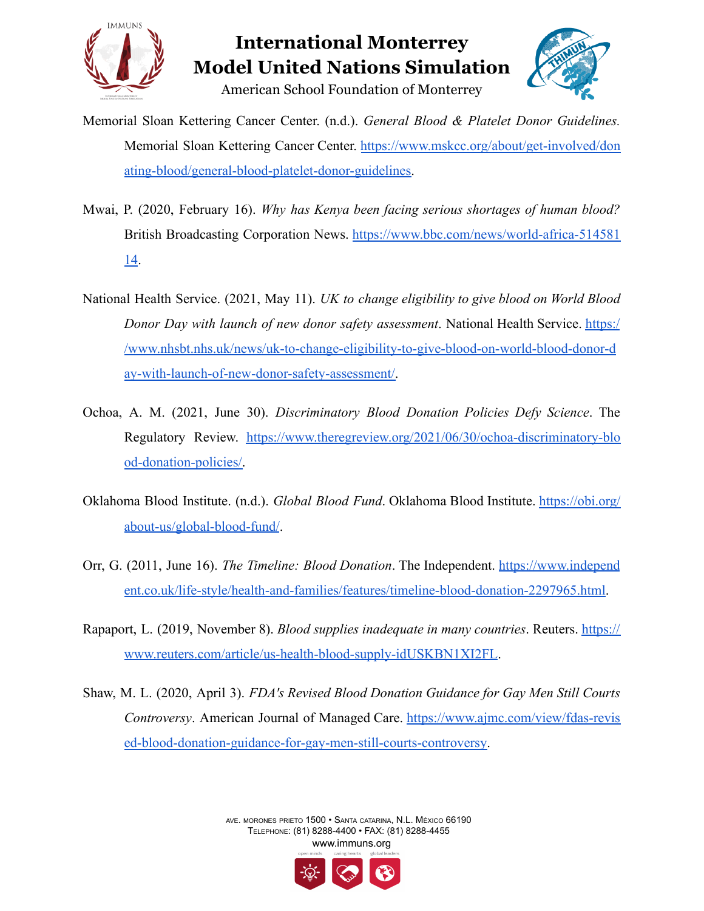Memorial Sloan Kettering Cancer Center. (n.d.). *General Blood & Platelet Donor Guidelines.* Memorial Sloan Kettering Cancer Center. https://www.mskcc.org/about/get-involved/donating-blood/general-blood-platelet-donor-guidelines.

Mwai, P. (2020, February 16). *Why has Kenya been facing serious shortages of human blood?* British Broadcasting Corporation News. https://www.bbc.com/news/world-africa-51458114.

National Health Service. (2021, May 11). *UK to change eligibility to give blood on World Blood Donor Day with launch of new donor safety assessment*. National Health Service. https://www.nhsbt.nhs.uk/news/uk-to-change-eligibility-to-give-blood-on-world-blood-donor-day-with-launch-of-new-donor-safety-assessment/.

Ochoa, A. M. (2021, June 30). *Discriminatory Blood Donation Policies Defy Science*. The Regulatory Review. https://www.theregreview.org/2021/06/30/ochoa-discriminatory-blood-donation-policies/.

Oklahoma Blood Institute. (n.d.). *Global Blood Fund*. Oklahoma Blood Institute. https://obi.org/about-us/global-blood-fund/.

Orr, G. (2011, June 16). *The Timeline: Blood Donation*. The Independent. https://www.independent.co.uk/life-style/health-and-families/features/timeline-blood-donation-2297965.html.

Rapaport, L. (2019, November 8). *Blood supplies inadequate in many countries*. Reuters. https://www.reuters.com/article/us-health-blood-supply-idUSKBN1XI2FL.

Shaw, M. L. (2020, April 3). *FDA's Revised Blood Donation Guidance for Gay Men Still Courts Controversy*. American Journal of Managed Care. https://www.ajmc.com/view/fdas-revised-blood-donation-guidance-for-gay-men-still-courts-controversy.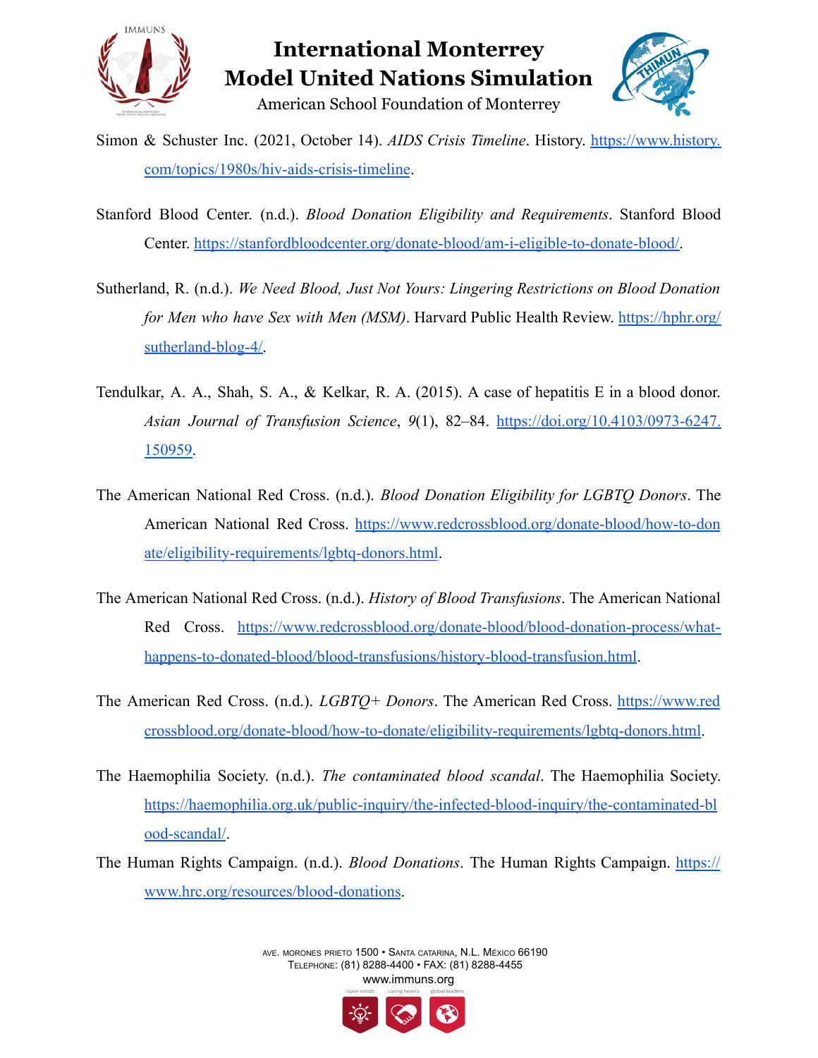Simon & Schuster Inc. (2021, October 14). *AIDS Crisis Timeline*. History. https://www.history.com/topics/1980s/hiv-aids-crisis-timeline.

Stanford Blood Center. (n.d.). *Blood Donation Eligibility and Requirements*. Stanford Blood Center. https://stanfordbloodcenter.org/donate-blood/am-i-eligible-to-donate-blood/.

Sutherland, R. (n.d.). *We Need Blood, Just Not Yours: Lingering Restrictions on Blood Donation for Men who have Sex with Men (MSM)*. Harvard Public Health Review. https://hphr.org/sutherland-blog-4/.

Tendulkar, A. A., Shah, S. A., & Kelkar, R. A. (2015). A case of hepatitis E in a blood donor. *Asian Journal of Transfusion Science*, *9*(1), 82–84. https://doi.org/10.4103/0973-6247.150959.

The American National Red Cross. (n.d.). *Blood Donation Eligibility for LGBTQ Donors*. The American National Red Cross. https://www.redcrossblood.org/donate-blood/how-to-donate/eligibility-requirements/lgbtq-donors.html.

The American National Red Cross. (n.d.). *History of Blood Transfusions*. The American National Red Cross. https://www.redcrossblood.org/donate-blood/blood-donation-process/what-happens-to-donated-blood/blood-transfusions/history-blood-transfusion.html.

The American Red Cross. (n.d.). *LGBTQ+ Donors*. The American Red Cross. https://www.redcrossblood.org/donate-blood/how-to-donate/eligibility-requirements/lgbtq-donors.html.

The Haemophilia Society. (n.d.). *The contaminated blood scandal*. The Haemophilia Society. https://haemophilia.org.uk/public-inquiry/the-infected-blood-inquiry/the-contaminated-blood-scandal/.

The Human Rights Campaign. (n.d.). *Blood Donations*. The Human Rights Campaign. https://www.hrc.org/resources/blood-donations.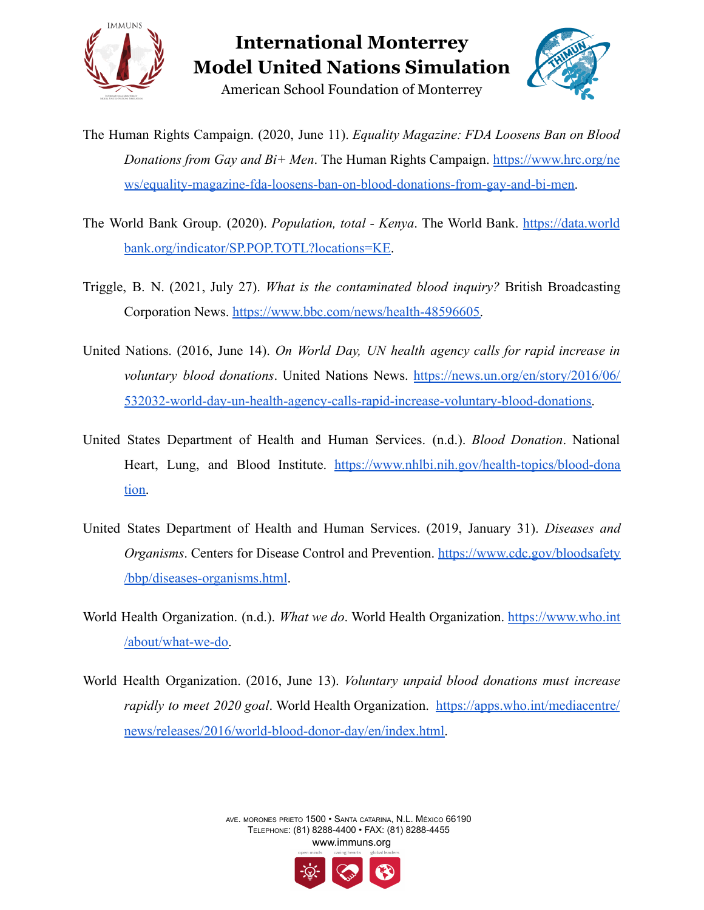The Human Rights Campaign. (2020, June 11). *Equality Magazine: FDA Loosens Ban on Blood Donations from Gay and Bi+ Men*. The Human Rights Campaign. https://www.hrc.org/news/equality-magazine-fda-loosens-ban-on-blood-donations-from-gay-and-bi-men.

The World Bank Group. (2020). *Population, total - Kenya*. The World Bank. https://data.worldbank.org/indicator/SP.POP.TOTL?locations=KE.

Triggle, B. N. (2021, July 27). *What is the contaminated blood inquiry?* British Broadcasting Corporation News. https://www.bbc.com/news/health-48596605.

United Nations. (2016, June 14). *On World Day, UN health agency calls for rapid increase in voluntary blood donations*. United Nations News. https://news.un.org/en/story/2016/06/532032-world-day-un-health-agency-calls-rapid-increase-voluntary-blood-donations.

United States Department of Health and Human Services. (n.d.). *Blood Donation*. National Heart, Lung, and Blood Institute. https://www.nhlbi.nih.gov/health-topics/blood-donation.

United States Department of Health and Human Services. (2019, January 31). *Diseases and Organisms*. Centers for Disease Control and Prevention. https://www.cdc.gov/bloodsafety/bbp/diseases-organisms.html.

World Health Organization. (n.d.). *What we do*. World Health Organization. https://www.who.int/about/what-we-do.

World Health Organization. (2016, June 13). *Voluntary unpaid blood donations must increase rapidly to meet 2020 goal*. World Health Organization. https://apps.who.int/mediacentre/news/releases/2016/world-blood-donor-day/en/index.html.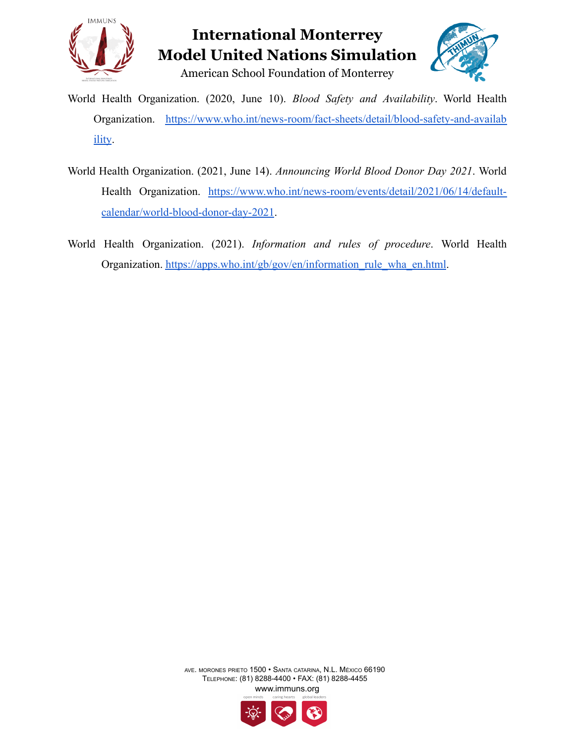World Health Organization. (2020, June 10). *Blood Safety and Availability*. World Health Organization. https://www.who.int/news-room/fact-sheets/detail/blood-safety-and-availability.

World Health Organization. (2021, June 14). *Announcing World Blood Donor Day 2021*. World Health Organization. https://www.who.int/news-room/events/detail/2021/06/14/default-calendar/world-blood-donor-day-2021.

World Health Organization. (2021). *Information and rules of procedure*. World Health Organization. https://apps.who.int/gb/gov/en/information_rule_wha_en.html.